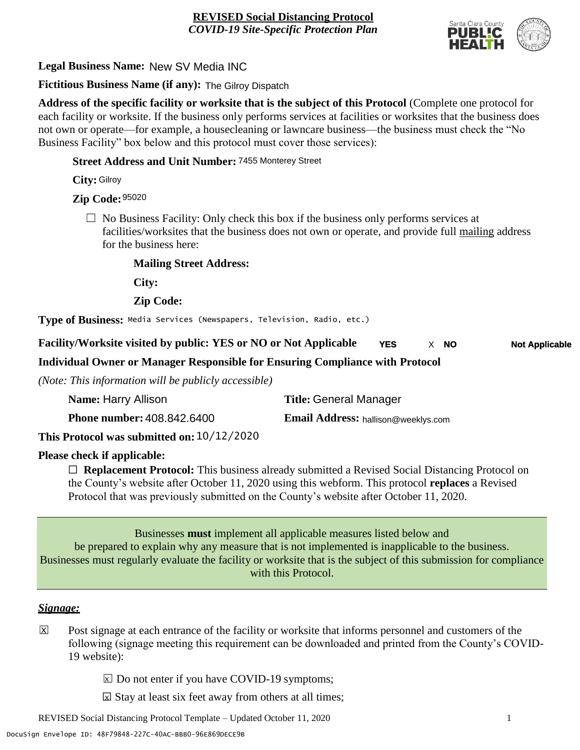# REVISED Social Distancing Protocol
## *COVID-19 Site-Specific Protection Plan*

**Legal Business Name:** New SV Media INC

**Fictitious Business Name (if any):** The Gilroy Dispatch

**Address of the specific facility or worksite that is the subject of this Protocol** (Complete one protocol for each facility or worksite. If the business only performs services at facilities or worksites that the business does not own or operate—for example, a housecleaning or lawncare business—the business must check the "No Business Facility" box below and this protocol must cover those services):

**Street Address and Unit Number:** 7455 Monterey Street

**City:** Gilroy

**Zip Code:** 95020

☐ No Business Facility: Only check this box if the business only performs services at facilities/worksites that the business does not own or operate, and provide full mailing address for the business here:

**Mailing Street Address:**

**City:**

**Zip Code:**

**Type of Business:** Media Services (Newspapers, Television, Radio, etc.)

**Facility/Worksite visited by public: YES or NO or Not Applicable** YES X NO Not Applicable

**Individual Owner or Manager Responsible for Ensuring Compliance with Protocol**

*(Note: This information will be publicly accessible)*

**Name:** Harry Allison **Title:** General Manager

**Phone number:** 408.842.6400 **Email Address:** hallison@weeklys.com

**This Protocol was submitted on:** 10/12/2020

**Please check if applicable:**

☐ **Replacement Protocol:** This business already submitted a Revised Social Distancing Protocol on the County's website after October 11, 2020 using this webform. This protocol **replaces** a Revised Protocol that was previously submitted on the County's website after October 11, 2020.

Businesses **must** implement all applicable measures listed below and be prepared to explain why any measure that is not implemented is inapplicable to the business. Businesses must regularly evaluate the facility or worksite that is the subject of this submission for compliance with this Protocol.

## *Signage:*

☒ Post signage at each entrance of the facility or worksite that informs personnel and customers of the following (signage meeting this requirement can be downloaded and printed from the County's COVID-19 website):

- ☒ Do not enter if you have COVID-19 symptoms;
- ☒ Stay at least six feet away from others at all times;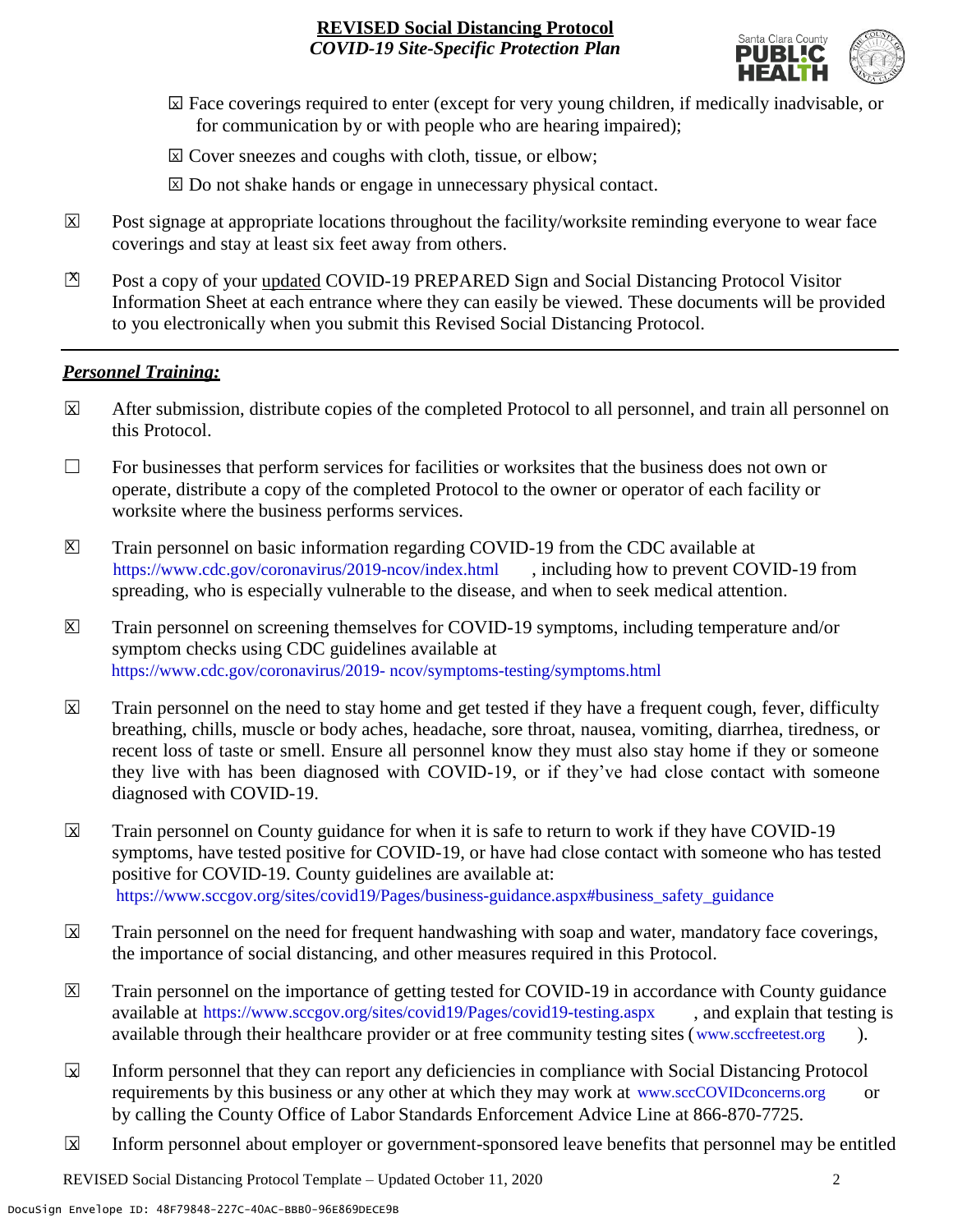☒ Face coverings required to enter (except for very young children, if medically inadvisable, or for communication by or with people who are hearing impaired);

☒ Cover sneezes and coughs with cloth, tissue, or elbow;

☒ Do not shake hands or engage in unnecessary physical contact.

☒ Post signage at appropriate locations throughout the facility/worksite reminding everyone to wear face coverings and stay at least six feet away from others.

☒ Post a copy of your updated COVID-19 PREPARED Sign and Social Distancing Protocol Visitor Information Sheet at each entrance where they can easily be viewed. These documents will be provided to you electronically when you submit this Revised Social Distancing Protocol.

---

***Personnel Training:***

☒ After submission, distribute copies of the completed Protocol to all personnel, and train all personnel on this Protocol.

☐ For businesses that perform services for facilities or worksites that the business does not own or operate, distribute a copy of the completed Protocol to the owner or operator of each facility or worksite where the business performs services.

☒ Train personnel on basic information regarding COVID-19 from the CDC available at https://www.cdc.gov/coronavirus/2019-ncov/index.html, including how to prevent COVID-19 from spreading, who is especially vulnerable to the disease, and when to seek medical attention.

☒ Train personnel on screening themselves for COVID-19 symptoms, including temperature and/or symptom checks using CDC guidelines available at https://www.cdc.gov/coronavirus/2019- ncov/symptoms-testing/symptoms.html

☒ Train personnel on the need to stay home and get tested if they have a frequent cough, fever, difficulty breathing, chills, muscle or body aches, headache, sore throat, nausea, vomiting, diarrhea, tiredness, or recent loss of taste or smell. Ensure all personnel know they must also stay home if they or someone they live with has been diagnosed with COVID-19, or if they've had close contact with someone diagnosed with COVID-19.

☒ Train personnel on County guidance for when it is safe to return to work if they have COVID-19 symptoms, have tested positive for COVID-19, or have had close contact with someone who has tested positive for COVID-19. County guidelines are available at: https://www.sccgov.org/sites/covid19/Pages/business-guidance.aspx#business_safety_guidance

☒ Train personnel on the need for frequent handwashing with soap and water, mandatory face coverings, the importance of social distancing, and other measures required in this Protocol.

☒ Train personnel on the importance of getting tested for COVID-19 in accordance with County guidance available at https://www.sccgov.org/sites/covid19/Pages/covid19-testing.aspx, and explain that testing is available through their healthcare provider or at free community testing sites (www.sccfreetest.org).

☒ Inform personnel that they can report any deficiencies in compliance with Social Distancing Protocol requirements by this business or any other at which they may work at www.sccCOVIDconcerns.org or by calling the County Office of Labor Standards Enforcement Advice Line at 866-870-7725.

☒ Inform personnel about employer or government-sponsored leave benefits that personnel may be entitled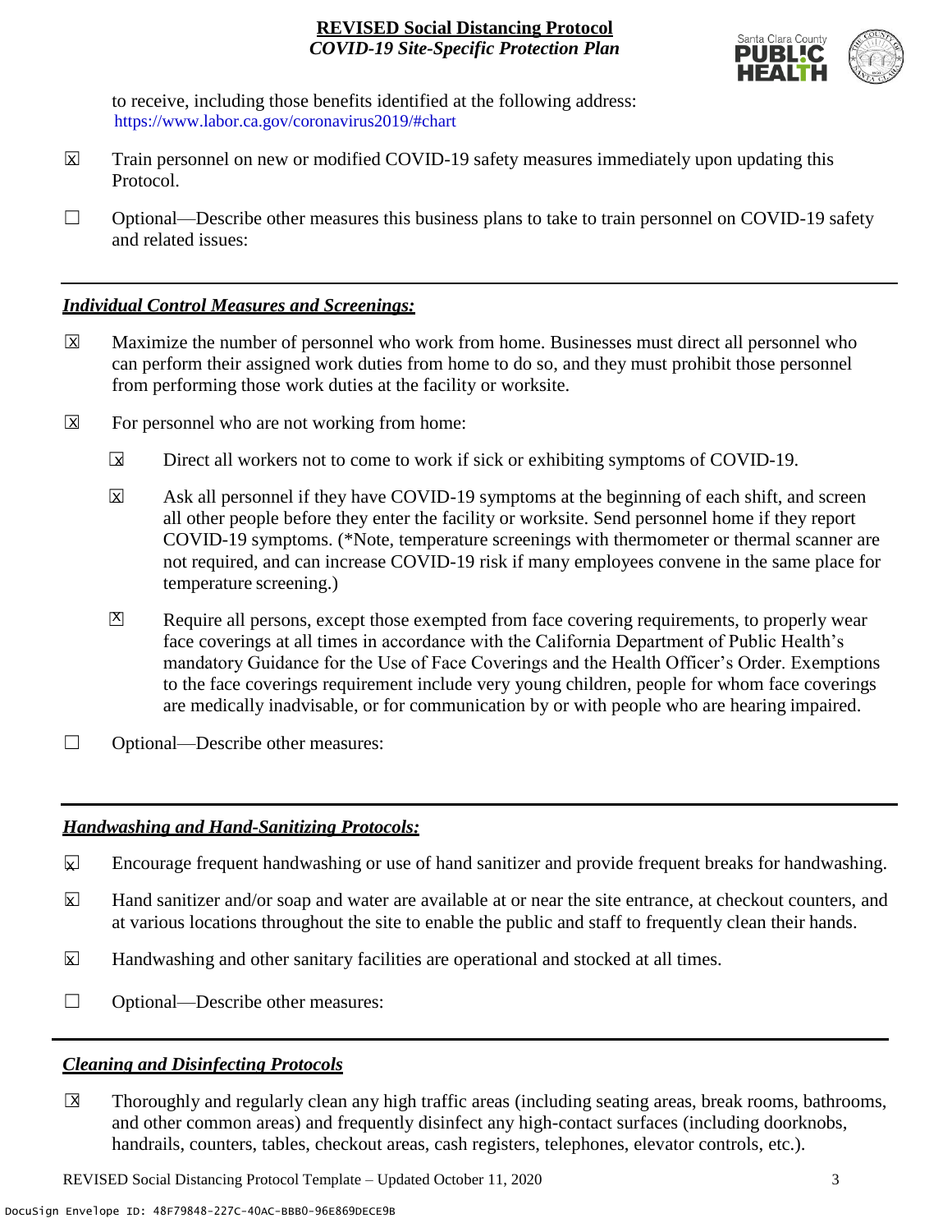to receive, including those benefits identified at the following address: https://www.labor.ca.gov/coronavirus2019/#chart

☒ Train personnel on new or modified COVID-19 safety measures immediately upon updating this Protocol.

☐ Optional—Describe other measures this business plans to take to train personnel on COVID-19 safety and related issues:

## *Individual Control Measures and Screenings:*

☒ Maximize the number of personnel who work from home. Businesses must direct all personnel who can perform their assigned work duties from home to do so, and they must prohibit those personnel from performing those work duties at the facility or worksite.

☒ For personnel who are not working from home:

- ☒ Direct all workers not to come to work if sick or exhibiting symptoms of COVID-19.
- ☒ Ask all personnel if they have COVID-19 symptoms at the beginning of each shift, and screen all other people before they enter the facility or worksite. Send personnel home if they report COVID-19 symptoms. (*Note, temperature screenings with thermometer or thermal scanner are not required, and can increase COVID-19 risk if many employees convene in the same place for temperature screening.)
- ☒ Require all persons, except those exempted from face covering requirements, to properly wear face coverings at all times in accordance with the California Department of Public Health's mandatory Guidance for the Use of Face Coverings and the Health Officer's Order. Exemptions to the face coverings requirement include very young children, people for whom face coverings are medically inadvisable, or for communication by or with people who are hearing impaired.

☐ Optional—Describe other measures:

## *Handwashing and Hand-Sanitizing Protocols:*

☒ Encourage frequent handwashing or use of hand sanitizer and provide frequent breaks for handwashing.

☒ Hand sanitizer and/or soap and water are available at or near the site entrance, at checkout counters, and at various locations throughout the site to enable the public and staff to frequently clean their hands.

☒ Handwashing and other sanitary facilities are operational and stocked at all times.

☐ Optional—Describe other measures:

## *Cleaning and Disinfecting Protocols*

☒ Thoroughly and regularly clean any high traffic areas (including seating areas, break rooms, bathrooms, and other common areas) and frequently disinfect any high-contact surfaces (including doorknobs, handrails, counters, tables, checkout areas, cash registers, telephones, elevator controls, etc.).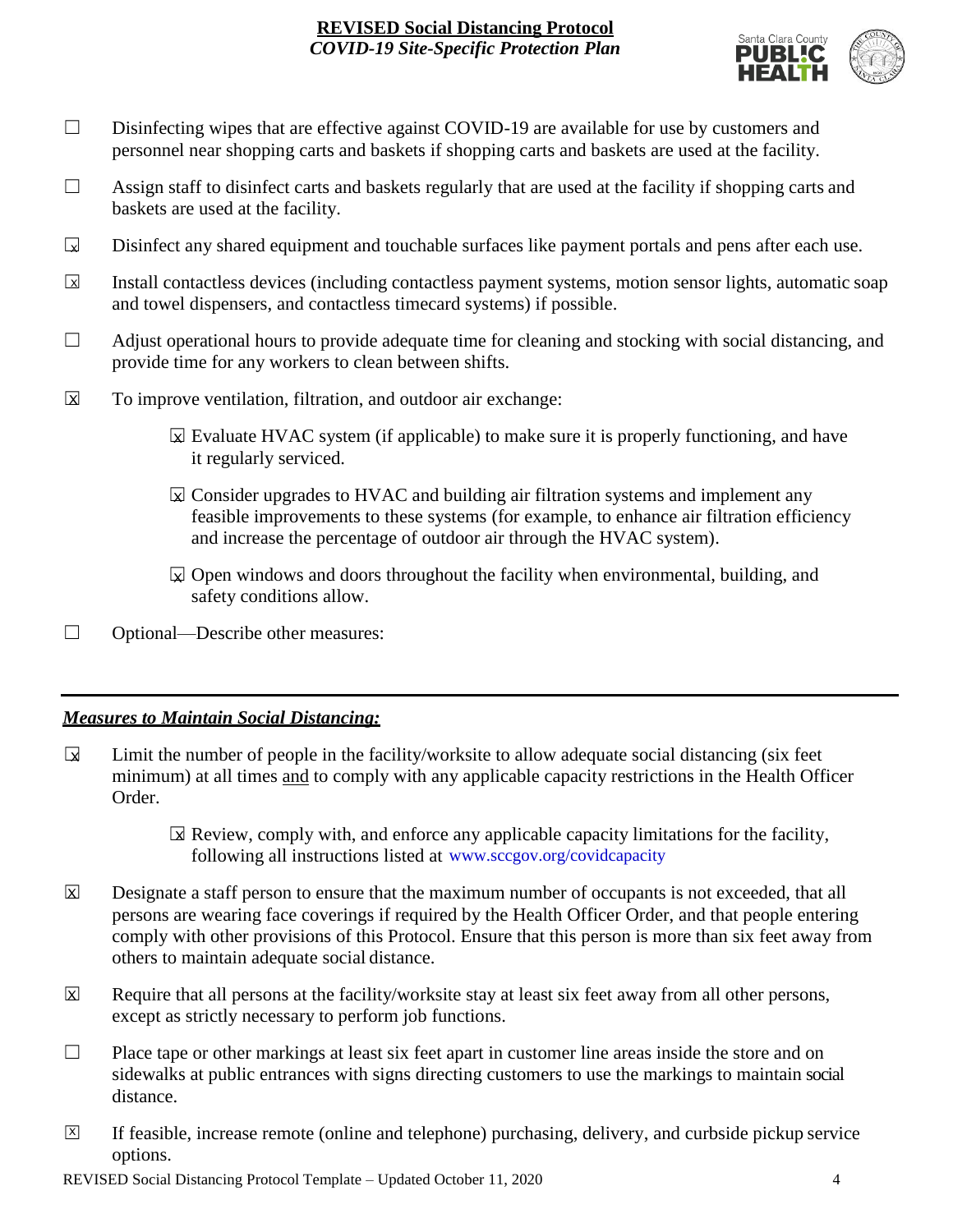- ☐ Disinfecting wipes that are effective against COVID-19 are available for use by customers and personnel near shopping carts and baskets if shopping carts and baskets are used at the facility.
- ☐ Assign staff to disinfect carts and baskets regularly that are used at the facility if shopping carts and baskets are used at the facility.
- ☒ Disinfect any shared equipment and touchable surfaces like payment portals and pens after each use.
- ☒ Install contactless devices (including contactless payment systems, motion sensor lights, automatic soap and towel dispensers, and contactless timecard systems) if possible.
- ☐ Adjust operational hours to provide adequate time for cleaning and stocking with social distancing, and provide time for any workers to clean between shifts.
- ☒ To improve ventilation, filtration, and outdoor air exchange:
  - ☒ Evaluate HVAC system (if applicable) to make sure it is properly functioning, and have it regularly serviced.
  - ☒ Consider upgrades to HVAC and building air filtration systems and implement any feasible improvements to these systems (for example, to enhance air filtration efficiency and increase the percentage of outdoor air through the HVAC system).
  - ☒ Open windows and doors throughout the facility when environmental, building, and safety conditions allow.
- ☐ Optional—Describe other measures:

---

## ***Measures to Maintain Social Distancing:***

- ☒ Limit the number of people in the facility/worksite to allow adequate social distancing (six feet minimum) at all times and to comply with any applicable capacity restrictions in the Health Officer Order.
  - ☒ Review, comply with, and enforce any applicable capacity limitations for the facility, following all instructions listed at www.sccgov.org/covidcapacity
- ☒ Designate a staff person to ensure that the maximum number of occupants is not exceeded, that all persons are wearing face coverings if required by the Health Officer Order, and that people entering comply with other provisions of this Protocol. Ensure that this person is more than six feet away from others to maintain adequate social distance.
- ☒ Require that all persons at the facility/worksite stay at least six feet away from all other persons, except as strictly necessary to perform job functions.
- ☐ Place tape or other markings at least six feet apart in customer line areas inside the store and on sidewalks at public entrances with signs directing customers to use the markings to maintain social distance.
- ☒ If feasible, increase remote (online and telephone) purchasing, delivery, and curbside pickup service options.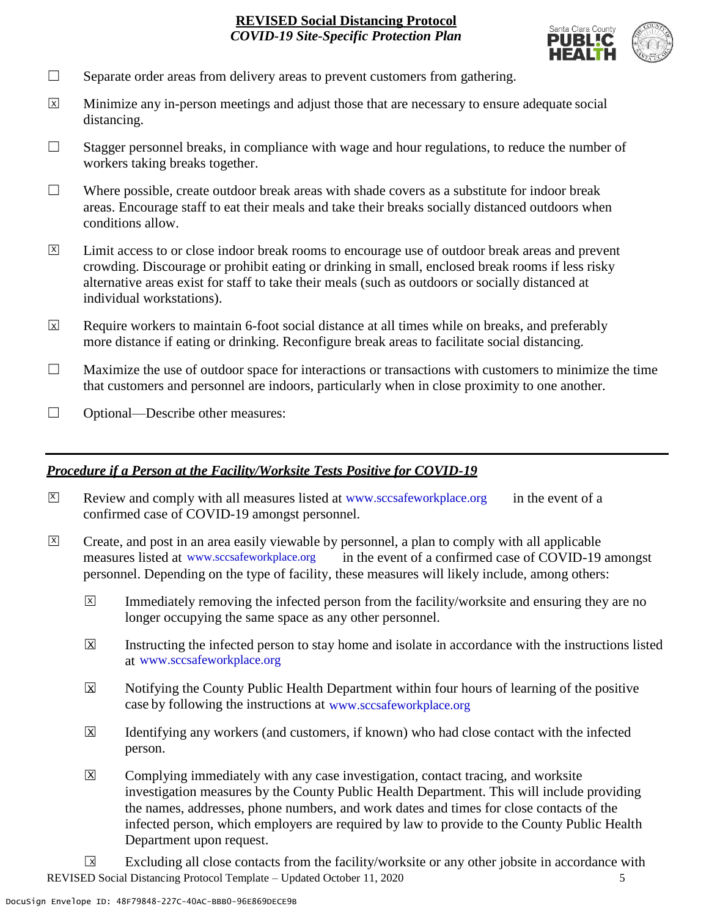☐ Separate order areas from delivery areas to prevent customers from gathering.

☒ Minimize any in-person meetings and adjust those that are necessary to ensure adequate social distancing.

☐ Stagger personnel breaks, in compliance with wage and hour regulations, to reduce the number of workers taking breaks together.

☐ Where possible, create outdoor break areas with shade covers as a substitute for indoor break areas. Encourage staff to eat their meals and take their breaks socially distanced outdoors when conditions allow.

☒ Limit access to or close indoor break rooms to encourage use of outdoor break areas and prevent crowding. Discourage or prohibit eating or drinking in small, enclosed break rooms if less risky alternative areas exist for staff to take their meals (such as outdoors or socially distanced at individual workstations).

☒ Require workers to maintain 6-foot social distance at all times while on breaks, and preferably more distance if eating or drinking. Reconfigure break areas to facilitate social distancing.

☐ Maximize the use of outdoor space for interactions or transactions with customers to minimize the time that customers and personnel are indoors, particularly when in close proximity to one another.

☐ Optional—Describe other measures:

---

## ***Procedure if a Person at the Facility/Worksite Tests Positive for COVID-19***

☒ Review and comply with all measures listed at www.sccsafeworkplace.org in the event of a confirmed case of COVID-19 amongst personnel.

☒ Create, and post in an area easily viewable by personnel, a plan to comply with all applicable measures listed at www.sccsafeworkplace.org in the event of a confirmed case of COVID-19 amongst personnel. Depending on the type of facility, these measures will likely include, among others:

- ☒ Immediately removing the infected person from the facility/worksite and ensuring they are no longer occupying the same space as any other personnel.
- ☒ Instructing the infected person to stay home and isolate in accordance with the instructions listed at www.sccsafeworkplace.org
- ☒ Notifying the County Public Health Department within four hours of learning of the positive case by following the instructions at www.sccsafeworkplace.org
- ☒ Identifying any workers (and customers, if known) who had close contact with the infected person.
- ☒ Complying immediately with any case investigation, contact tracing, and worksite investigation measures by the County Public Health Department. This will include providing the names, addresses, phone numbers, and work dates and times for close contacts of the infected person, which employers are required by law to provide to the County Public Health Department upon request.
- ☒ Excluding all close contacts from the facility/worksite or any other jobsite in accordance with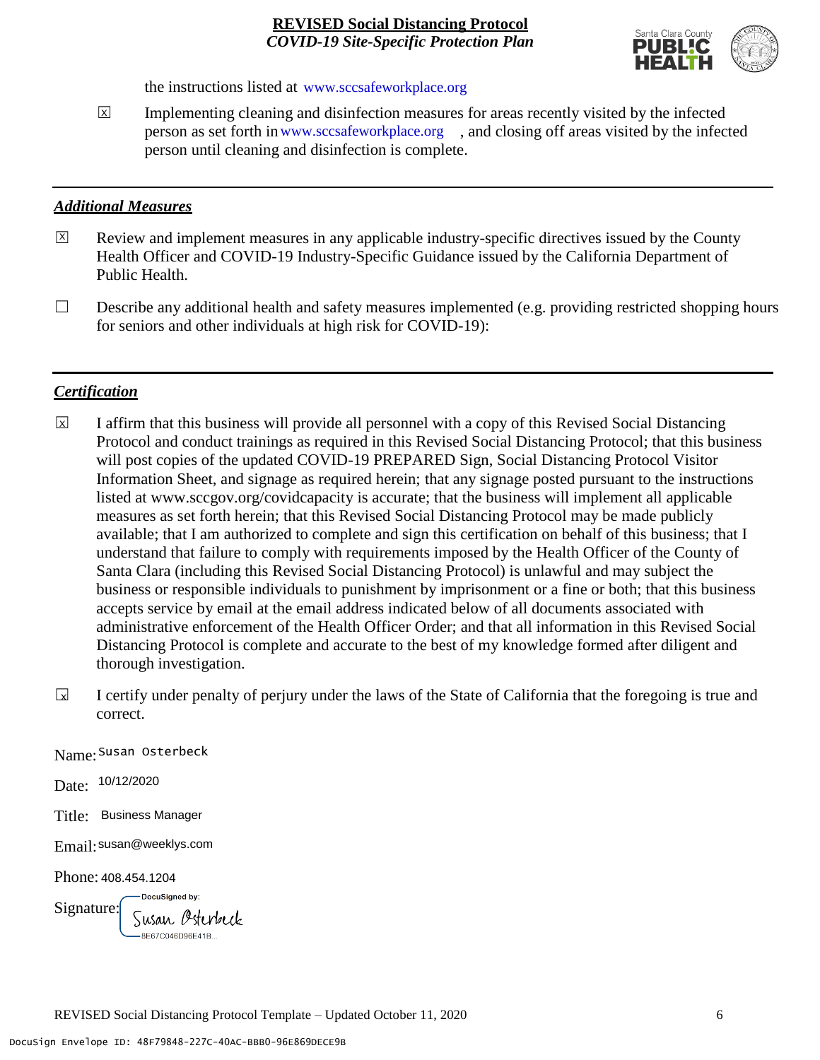the instructions listed at www.sccsafeworkplace.org

☒ Implementing cleaning and disinfection measures for areas recently visited by the infected person as set forth in www.sccsafeworkplace.org , and closing off areas visited by the infected person until cleaning and disinfection is complete.

## *Additional Measures*

☒ Review and implement measures in any applicable industry-specific directives issued by the County Health Officer and COVID-19 Industry-Specific Guidance issued by the California Department of Public Health.

☐ Describe any additional health and safety measures implemented (e.g. providing restricted shopping hours for seniors and other individuals at high risk for COVID-19):

## *Certification*

☒ I affirm that this business will provide all personnel with a copy of this Revised Social Distancing Protocol and conduct trainings as required in this Revised Social Distancing Protocol; that this business will post copies of the updated COVID-19 PREPARED Sign, Social Distancing Protocol Visitor Information Sheet, and signage as required herein; that any signage posted pursuant to the instructions listed at www.sccgov.org/covidcapacity is accurate; that the business will implement all applicable measures as set forth herein; that this Revised Social Distancing Protocol may be made publicly available; that I am authorized to complete and sign this certification on behalf of this business; that I understand that failure to comply with requirements imposed by the Health Officer of the County of Santa Clara (including this Revised Social Distancing Protocol) is unlawful and may subject the business or responsible individuals to punishment by imprisonment or a fine or both; that this business accepts service by email at the email address indicated below of all documents associated with administrative enforcement of the Health Officer Order; and that all information in this Revised Social Distancing Protocol is complete and accurate to the best of my knowledge formed after diligent and thorough investigation.

☒ I certify under penalty of perjury under the laws of the State of California that the foregoing is true and correct.

Name: Susan Osterbeck

Date: 10/12/2020

Title: Business Manager

Email: susan@weeklys.com

Phone: 408.454.1204

Signature: DocuSigned by: Susan Osterbeck 8E67C046D96E41B...